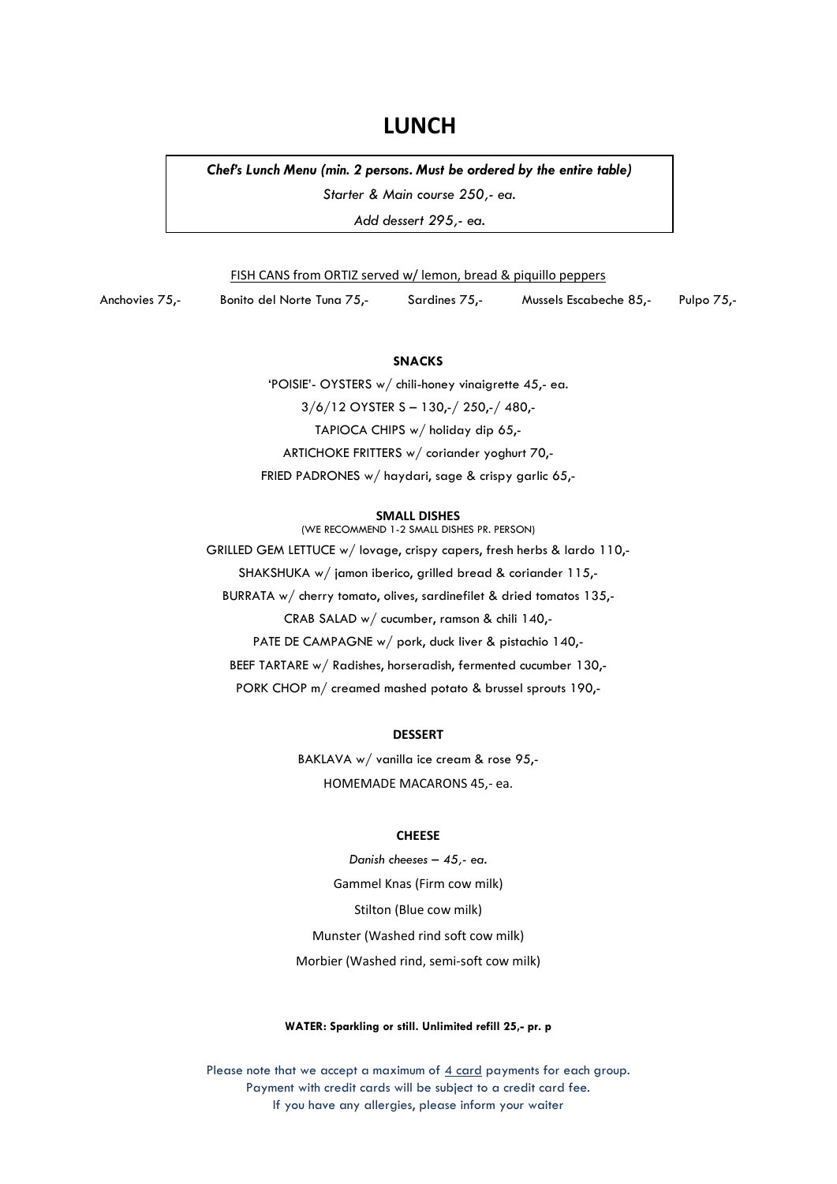# LUNCH

***Chef's Lunch Menu (min. 2 persons. Must be ordered by the entire table)***

*Starter & Main course 250,- ea.*

*Add dessert 295,- ea.*

FISH CANS from ORTIZ served w/ lemon, bread & piquillo peppers

Anchovies 75,-  Bonito del Norte Tuna 75,-  Sardines 75,-  Mussels Escabeche 85,-  Pulpo 75,-

**SNACKS**

'POISIE'- OYSTERS w/ chili-honey vinaigrette 45,- ea.

3/6/12 OYSTER S – 130,-/ 250,-/ 480,-

TAPIOCA CHIPS w/ holiday dip 65,-

ARTICHOKE FRITTERS w/ coriander yoghurt 70,-

FRIED PADRONES w/ haydari, sage & crispy garlic 65,-

**SMALL DISHES**

(WE RECOMMEND 1-2 SMALL DISHES PR. PERSON)

GRILLED GEM LETTUCE w/ lovage, crispy capers, fresh herbs & lardo 110,-

SHAKSHUKA w/ jamon iberico, grilled bread & coriander 115,-

BURRATA w/ cherry tomato, olives, sardinefilet & dried tomatos 135,-

CRAB SALAD w/ cucumber, ramson & chili 140,-

PATE DE CAMPAGNE w/ pork, duck liver & pistachio 140,-

BEEF TARTARE w/ Radishes, horseradish, fermented cucumber 130,-

PORK CHOP m/ creamed mashed potato & brussel sprouts 190,-

**DESSERT**

BAKLAVA w/ vanilla ice cream & rose 95,-

HOMEMADE MACARONS 45,- ea.

**CHEESE**

*Danish cheeses – 45,- ea.*

Gammel Knas (Firm cow milk)

Stilton (Blue cow milk)

Munster (Washed rind soft cow milk)

Morbier (Washed rind, semi-soft cow milk)

**WATER: Sparkling or still. Unlimited refill 25,- pr. p**

Please note that we accept a maximum of 4 card payments for each group.
Payment with credit cards will be subject to a credit card fee.
If you have any allergies, please inform your waiter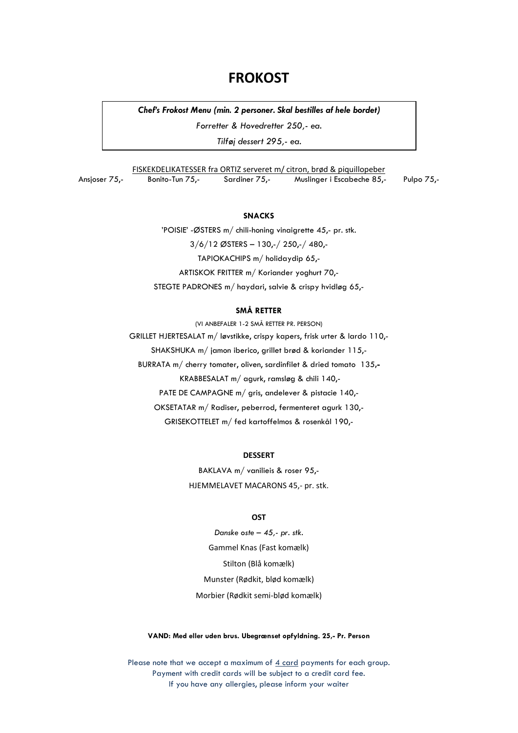# FROKOST

***Chef's Frokost Menu (min. 2 personer. Skal bestilles af hele bordet)***

*Forretter & Hovedretter 250,- ea.*

*Tilføj dessert 295,- ea.*

FISKEKDELIKATESSER fra ORTIZ serveret m/ citron, brød & piquillopeber

Ansjoser 75,- Bonito-Tun 75,- Sardiner 75,- Muslinger i Escabeche 85,- Pulpo 75,-

**SNACKS**

'POISIE' -ØSTERS m/ chili-honing vinaigrette 45,- pr. stk.

3/6/12 ØSTERS – 130,-/ 250,-/ 480,-

TAPIOKACHIPS m/ holidaydip 65,-

ARTISKOK FRITTER m/ Koriander yoghurt 70,-

STEGTE PADRONES m/ haydari, salvie & crispy hvidløg 65,-

**SMÅ RETTER**

(VI ANBEFALER 1-2 SMÅ RETTER PR. PERSON)

GRILLET HJERTESALAT m/ løvstikke, crispy kapers, frisk urter & lardo 110,-

SHAKSHUKA m/ jamon iberico, grillet brød & koriander 115,-

BURRATA m/ cherry tomater, oliven, sardinfilet & dried tomato 135,-

KRABBESALAT m/ agurk, ramsløg & chili 140,-

PATE DE CAMPAGNE m/ gris, andelever & pistacie 140,-

OKSETATAR m/ Radiser, peberrod, fermenteret agurk 130,-

GRISEKOTTELET m/ fed kartoffelmos & rosenkål 190,-

**DESSERT**

BAKLAVA m/ vanilieis & roser 95,-

HJEMMELAVET MACARONS 45,- pr. stk.

**OST**

*Danske oste – 45,- pr. stk.*

Gammel Knas (Fast komælk)

Stilton (Blå komælk)

Munster (Rødkit, blød komælk)

Morbier (Rødkit semi-blød komælk)

**VAND: Med eller uden brus. Ubegrænset opfyldning. 25,- Pr. Person**

Please note that we accept a maximum of 4 card payments for each group.
Payment with credit cards will be subject to a credit card fee.
If you have any allergies, please inform your waiter